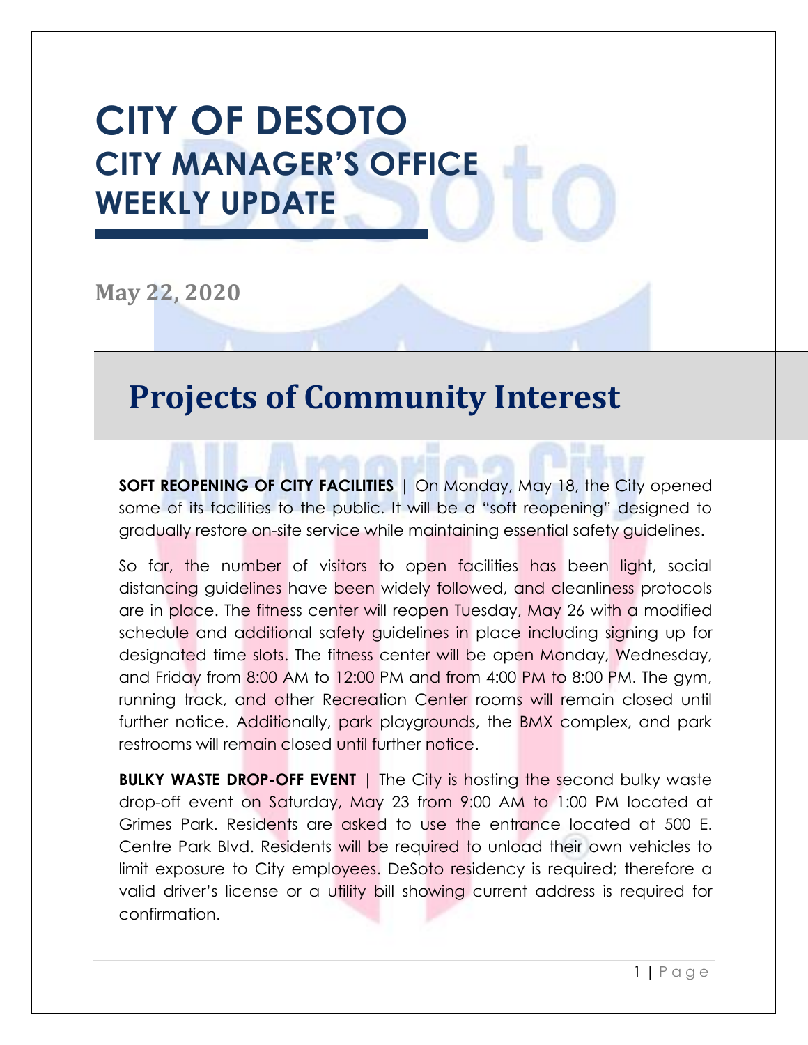# CITY OF DESOTO
## CITY MANAGER'S OFFICE
## WEEKLY UPDATE

**May 22, 2020**

# Projects of Community Interest

**SOFT REOPENING OF CITY FACILITIES** | On Monday, May 18, the City opened some of its facilities to the public. It will be a "soft reopening" designed to gradually restore on-site service while maintaining essential safety guidelines.

So far, the number of visitors to open facilities has been light, social distancing guidelines have been widely followed, and cleanliness protocols are in place. The fitness center will reopen Tuesday, May 26 with a modified schedule and additional safety guidelines in place including signing up for designated time slots. The fitness center will be open Monday, Wednesday, and Friday from 8:00 AM to 12:00 PM and from 4:00 PM to 8:00 PM. The gym, running track, and other Recreation Center rooms will remain closed until further notice. Additionally, park playgrounds, the BMX complex, and park restrooms will remain closed until further notice.

**BULKY WASTE DROP-OFF EVENT** | The City is hosting the second bulky waste drop-off event on Saturday, May 23 from 9:00 AM to 1:00 PM located at Grimes Park. Residents are asked to use the entrance located at 500 E. Centre Park Blvd. Residents will be required to unload their own vehicles to limit exposure to City employees. DeSoto residency is required; therefore a valid driver's license or a utility bill showing current address is required for confirmation.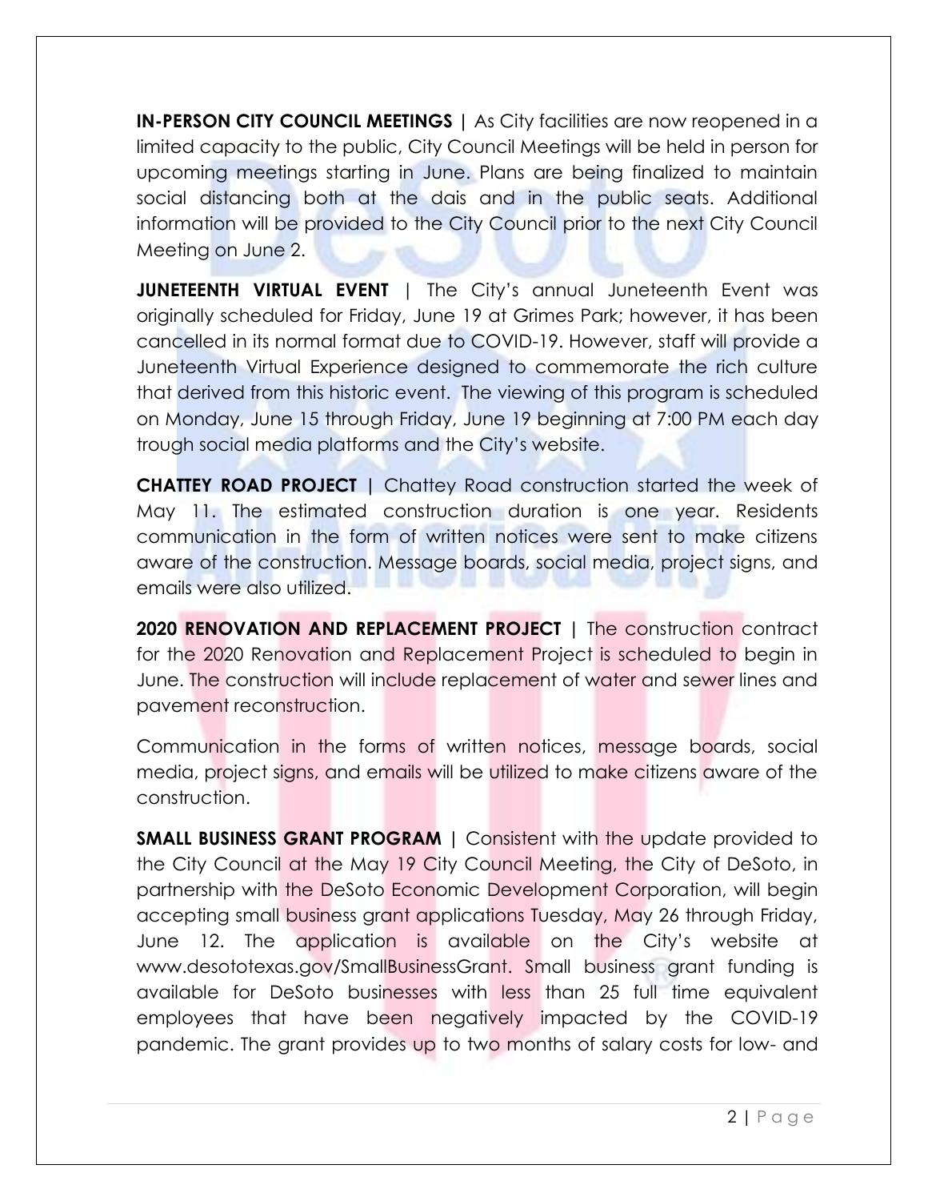**IN-PERSON CITY COUNCIL MEETINGS |** As City facilities are now reopened in a limited capacity to the public, City Council Meetings will be held in person for upcoming meetings starting in June. Plans are being finalized to maintain social distancing both at the dais and in the public seats. Additional information will be provided to the City Council prior to the next City Council Meeting on June 2.

**JUNETEENTH VIRTUAL EVENT** | The City's annual Juneteenth Event was originally scheduled for Friday, June 19 at Grimes Park; however, it has been cancelled in its normal format due to COVID-19. However, staff will provide a Juneteenth Virtual Experience designed to commemorate the rich culture that derived from this historic event. The viewing of this program is scheduled on Monday, June 15 through Friday, June 19 beginning at 7:00 PM each day trough social media platforms and the City's website.

**CHATTEY ROAD PROJECT |** Chattey Road construction started the week of May 11. The estimated construction duration is one year. Residents communication in the form of written notices were sent to make citizens aware of the construction. Message boards, social media, project signs, and emails were also utilized.

**2020 RENOVATION AND REPLACEMENT PROJECT |** The construction contract for the 2020 Renovation and Replacement Project is scheduled to begin in June. The construction will include replacement of water and sewer lines and pavement reconstruction.

Communication in the forms of written notices, message boards, social media, project signs, and emails will be utilized to make citizens aware of the construction.

**SMALL BUSINESS GRANT PROGRAM |** Consistent with the update provided to the City Council at the May 19 City Council Meeting, the City of DeSoto, in partnership with the DeSoto Economic Development Corporation, will begin accepting small business grant applications Tuesday, May 26 through Friday, June 12. The application is available on the City's website at www.desototexas.gov/SmallBusinessGrant. Small business grant funding is available for DeSoto businesses with less than 25 full time equivalent employees that have been negatively impacted by the COVID-19 pandemic. The grant provides up to two months of salary costs for low- and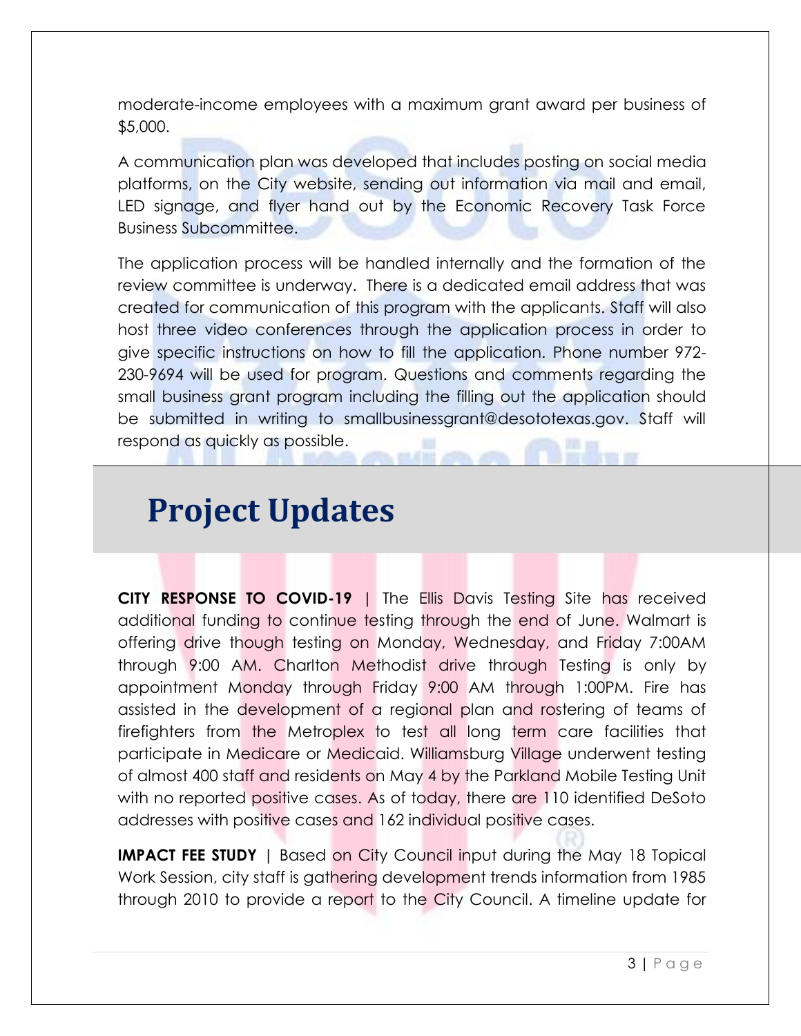moderate-income employees with a maximum grant award per business of $5,000.

A communication plan was developed that includes posting on social media platforms, on the City website, sending out information via mail and email, LED signage, and flyer hand out by the Economic Recovery Task Force Business Subcommittee.

The application process will be handled internally and the formation of the review committee is underway. There is a dedicated email address that was created for communication of this program with the applicants. Staff will also host three video conferences through the application process in order to give specific instructions on how to fill the application. Phone number 972-230-9694 will be used for program. Questions and comments regarding the small business grant program including the filling out the application should be submitted in writing to smallbusinessgrant@desototexas.gov. Staff will respond as quickly as possible.

# Project Updates

**CITY RESPONSE TO COVID-19** | The Ellis Davis Testing Site has received additional funding to continue testing through the end of June. Walmart is offering drive though testing on Monday, Wednesday, and Friday 7:00AM through 9:00 AM. Charlton Methodist drive through Testing is only by appointment Monday through Friday 9:00 AM through 1:00PM. Fire has assisted in the development of a regional plan and rostering of teams of firefighters from the Metroplex to test all long term care facilities that participate in Medicare or Medicaid. Williamsburg Village underwent testing of almost 400 staff and residents on May 4 by the Parkland Mobile Testing Unit with no reported positive cases. As of today, there are 110 identified DeSoto addresses with positive cases and 162 individual positive cases.

**IMPACT FEE STUDY** | Based on City Council input during the May 18 Topical Work Session, city staff is gathering development trends information from 1985 through 2010 to provide a report to the City Council. A timeline update for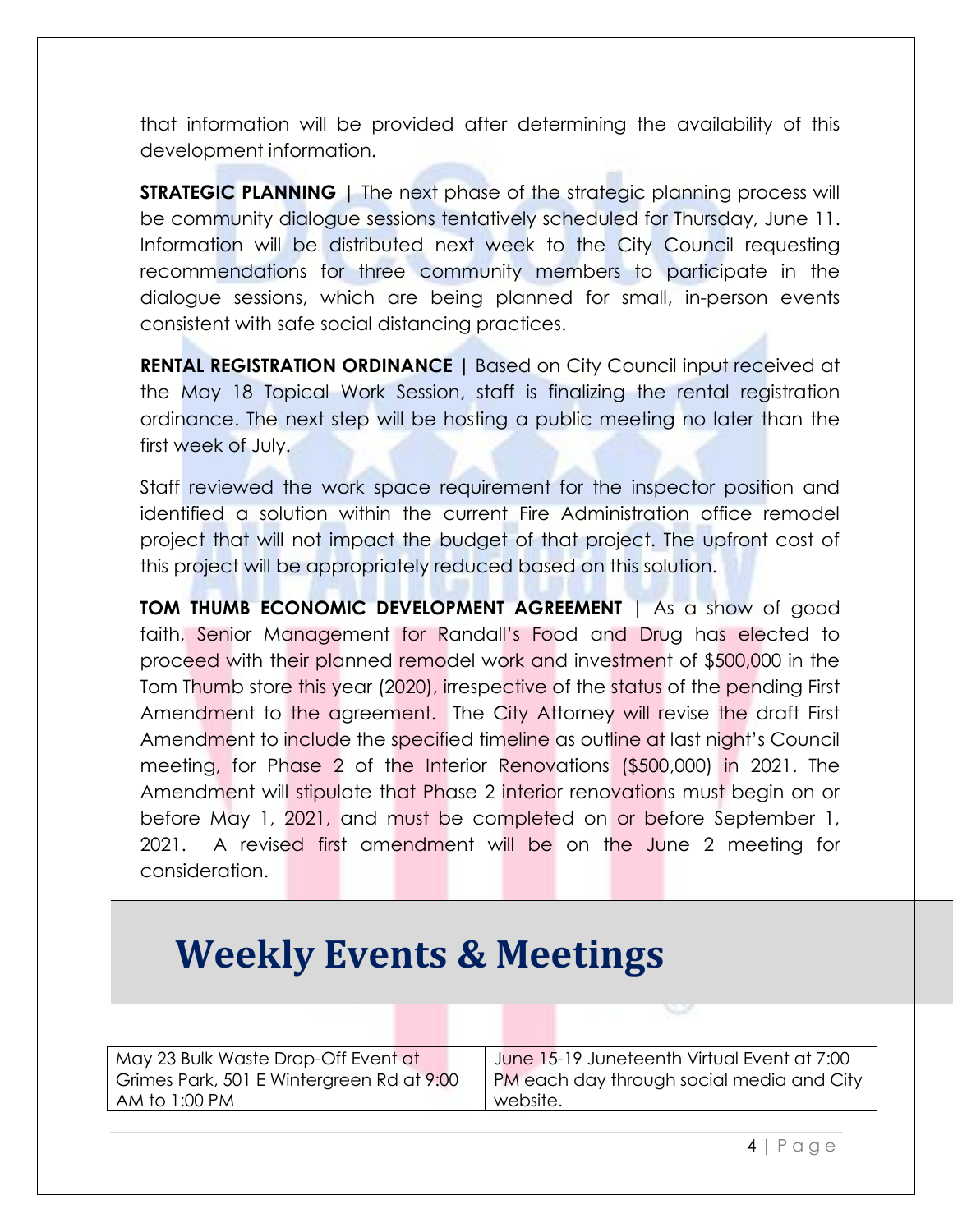that information will be provided after determining the availability of this development information.

**STRATEGIC PLANNING** | The next phase of the strategic planning process will be community dialogue sessions tentatively scheduled for Thursday, June 11. Information will be distributed next week to the City Council requesting recommendations for three community members to participate in the dialogue sessions, which are being planned for small, in-person events consistent with safe social distancing practices.

**RENTAL REGISTRATION ORDINANCE** | Based on City Council input received at the May 18 Topical Work Session, staff is finalizing the rental registration ordinance. The next step will be hosting a public meeting no later than the first week of July.

Staff reviewed the work space requirement for the inspector position and identified a solution within the current Fire Administration office remodel project that will not impact the budget of that project. The upfront cost of this project will be appropriately reduced based on this solution.

**TOM THUMB ECONOMIC DEVELOPMENT AGREEMENT** | As a show of good faith, Senior Management for Randall's Food and Drug has elected to proceed with their planned remodel work and investment of $500,000 in the Tom Thumb store this year (2020), irrespective of the status of the pending First Amendment to the agreement. The City Attorney will revise the draft First Amendment to include the specified timeline as outline at last night's Council meeting, for Phase 2 of the Interior Renovations ($500,000) in 2021. The Amendment will stipulate that Phase 2 interior renovations must begin on or before May 1, 2021, and must be completed on or before September 1, 2021. A revised first amendment will be on the June 2 meeting for consideration.

# Weekly Events & Meetings

| May 23 Bulk Waste Drop-Off Event at Grimes Park, 501 E Wintergreen Rd at 9:00 AM to 1:00 PM | June 15-19 Juneteenth Virtual Event at 7:00 PM each day through social media and City website. |
|---|---|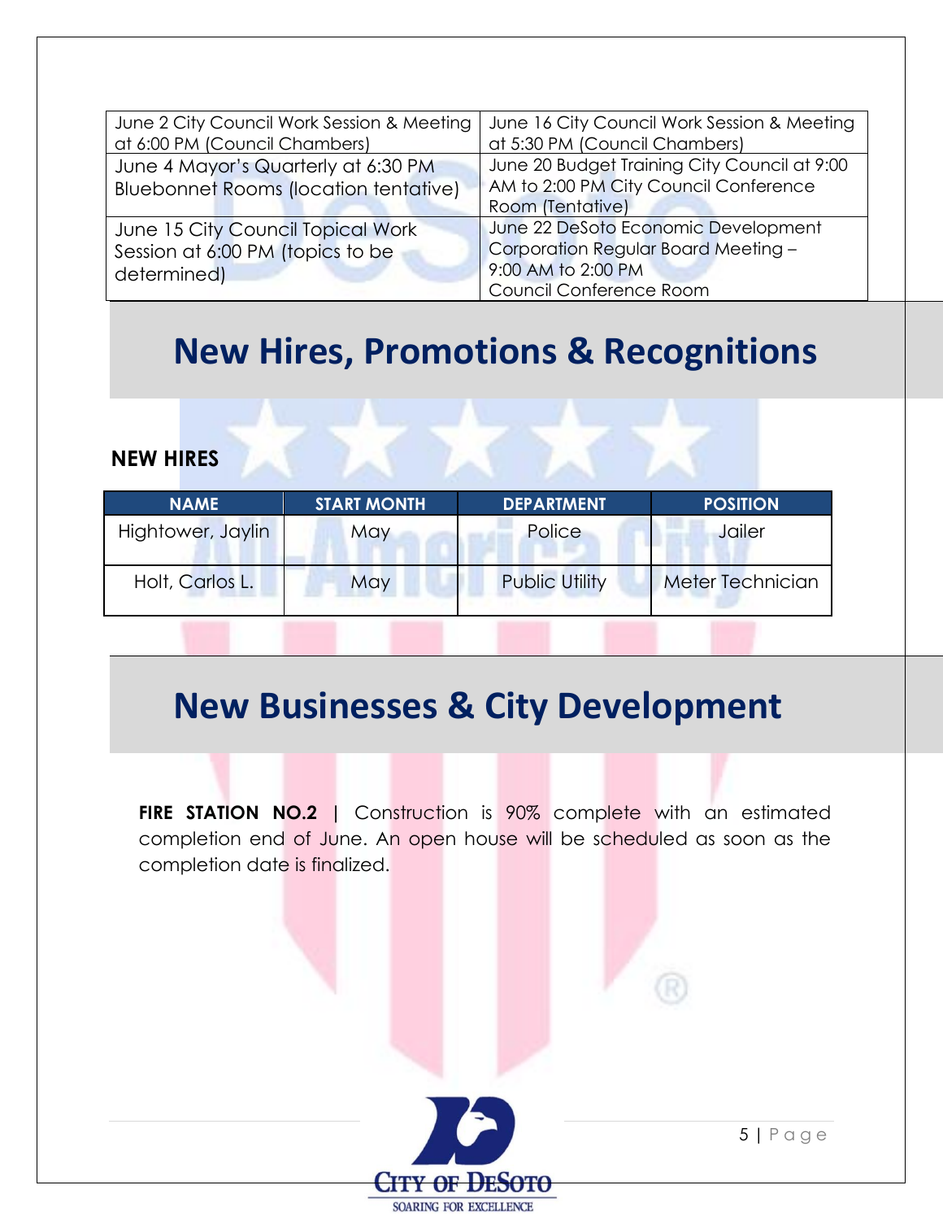| | |
|---|---|
| June 2 City Council Work Session & Meeting at 6:00 PM (Council Chambers) | June 16 City Council Work Session & Meeting at 5:30 PM (Council Chambers) |
| June 4 Mayor's Quarterly at 6:30 PM Bluebonnet Rooms (location tentative) | June 20 Budget Training City Council at 9:00 AM to 2:00 PM City Council Conference Room (Tentative) |
| June 15 City Council Topical Work Session at 6:00 PM (topics to be determined) | June 22 DeSoto Economic Development Corporation Regular Board Meeting – 9:00 AM to 2:00 PM Council Conference Room |

# New Hires, Promotions & Recognitions

### NEW HIRES

| NAME | START MONTH | DEPARTMENT | POSITION |
|---|---|---|---|
| Hightower, Jaylin | May | Police | Jailer |
| Holt, Carlos L. | May | Public Utility | Meter Technician |

# New Businesses & City Development

**FIRE STATION NO.2** | Construction is 90% complete with an estimated completion end of June. An open house will be scheduled as soon as the completion date is finalized.

CITY OF DESOTO
SOARING FOR EXCELLENCE